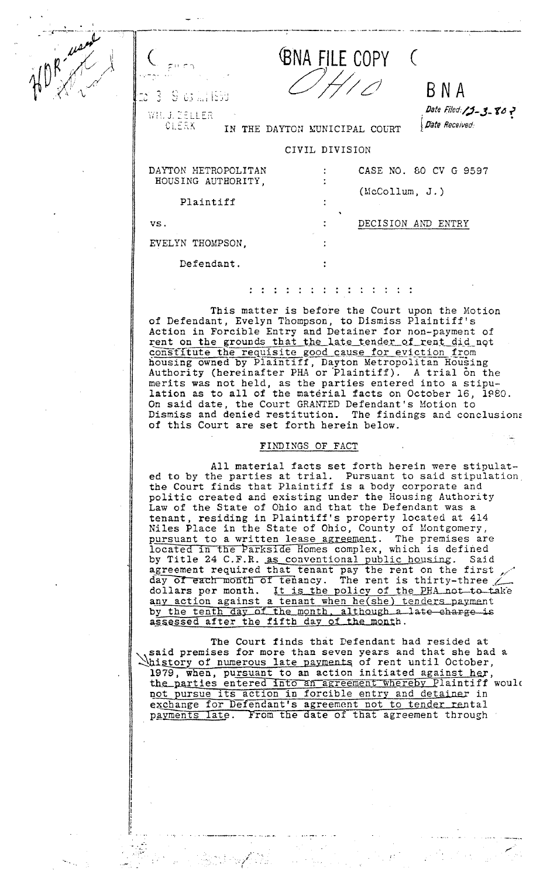BNA FILE COPY

OHIO

BNA

Date Filed: 12-3-80

Date Received:

FILED

DEC 3 9 03 AM 1980

WM. J. ZELLER
CLERK

IN THE DAYTON MUNICIPAL COURT

CIVIL DIVISION

| | | |
|---|---|---|
| DAYTON METROPOLITAN HOUSING AUTHORITY, | : | CASE NO. 80 CV G 9597 |
| | : | (McCollum, J.) |
| Plaintiff | : | |
| vs. | : | DECISION AND ENTRY |
| EVELYN THOMPSON, | : | |
| Defendant. | : | |

: : : : : : : : : : : : : :

This matter is before the Court upon the Motion of Defendant, Evelyn Thompson, to Dismiss Plaintiff's Action in Forcible Entry and Detainer for non-payment of rent on the grounds that the late tender of rent did not constitute the requisite good cause for eviction from housing owned by Plaintiff, Dayton Metropolitan Housing Authority (hereinafter PHA or Plaintiff). A trial on the merits was not held, as the parties entered into a stipulation as to all of the material facts on October 16, 1980. On said date, the Court GRANTED Defendant's Motion to Dismiss and denied restitution. The findings and conclusions of this Court are set forth herein below.

## FINDINGS OF FACT

All material facts set forth herein were stipulated to by the parties at trial. Pursuant to said stipulation, the Court finds that Plaintiff is a body corporate and politic created and existing under the Housing Authority Law of the State of Ohio and that the Defendant was a tenant, residing in Plaintiff's property located at 414 Niles Place in the State of Ohio, County of Montgomery, pursuant to a written lease agreement. The premises are located in the Parkside Homes complex, which is defined by Title 24 C.F.R. as conventional public housing. Said agreement required that tenant pay the rent on the first day of each month of tenancy. The rent is thirty-three dollars per month. It is the policy of the PHA not to take any action against a tenant when he(she) tenders payment by the tenth day of the month, although a late charge is assessed after the fifth day of the month.

The Court finds that Defendant had resided at said premises for more than seven years and that she had a history of numerous late payments of rent until October, 1979, when, pursuant to an action initiated against her, the parties entered into an agreement whereby Plaintiff would not pursue its action in forcible entry and detainer in exchange for Defendant's agreement not to tender rental payments late. From the date of that agreement through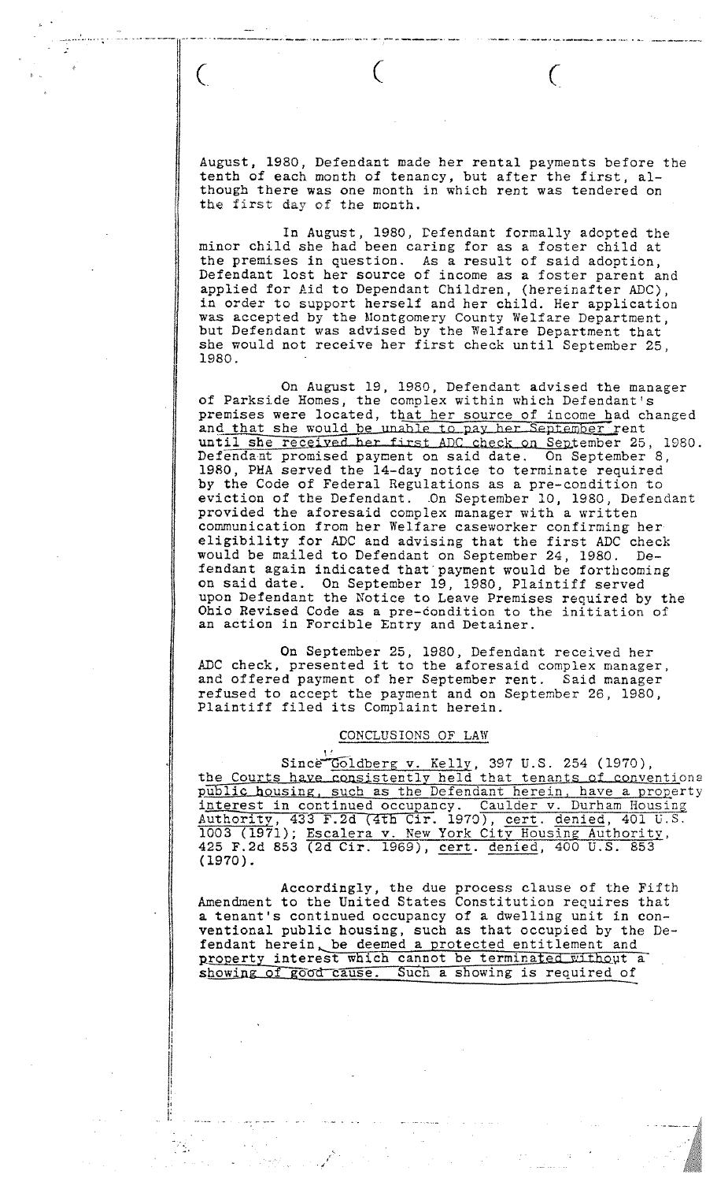August, 1980, Defendant made her rental payments before the tenth of each month of tenancy, but after the first, although there was one month in which rent was tendered on the first day of the month.

In August, 1980, Defendant formally adopted the minor child she had been caring for as a foster child at the premises in question. As a result of said adoption, Defendant lost her source of income as a foster parent and applied for Aid to Dependant Children, (hereinafter ADC), in order to support herself and her child. Her application was accepted by the Montgomery County Welfare Department, but Defendant was advised by the Welfare Department that she would not receive her first check until September 25, 1980.

On August 19, 1980, Defendant advised the manager of Parkside Homes, the complex within which Defendant's premises were located, that her source of income had changed and that she would be unable to pay her September rent until she received her first ADC check on September 25, 1980. Defendant promised payment on said date. On September 8, 1980, PHA served the 14-day notice to terminate required by the Code of Federal Regulations as a pre-condition to eviction of the Defendant. On September 10, 1980, Defendant provided the aforesaid complex manager with a written communication from her Welfare caseworker confirming her eligibility for ADC and advising that the first ADC check would be mailed to Defendant on September 24, 1980. Defendant again indicated that payment would be forthcoming on said date. On September 19, 1980, Plaintiff served upon Defendant the Notice to Leave Premises required by the Ohio Revised Code as a pre-condition to the initiation of an action in Forcible Entry and Detainer.

On September 25, 1980, Defendant received her ADC check, presented it to the aforesaid complex manager, and offered payment of her September rent. Said manager refused to accept the payment and on September 26, 1980, Plaintiff filed its Complaint herein.

## CONCLUSIONS OF LAW

Since Goldberg v. Kelly, 397 U.S. 254 (1970), the Courts have consistently held that tenants of conventional public housing, such as the Defendant herein, have a property interest in continued occupancy. Caulder v. Durham Housing Authority, 433 F.2d (4th Cir. 1970), cert. denied, 401 U.S. 1003 (1971); Escalera v. New York City Housing Authority, 425 F.2d 853 (2d Cir. 1969), cert. denied, 400 U.S. 853 (1970).

Accordingly, the due process clause of the Fifth Amendment to the United States Constitution requires that a tenant's continued occupancy of a dwelling unit in conventional public housing, such as that occupied by the Defendant herein, be deemed a protected entitlement and property interest which cannot be terminated without a showing of good cause. Such a showing is required of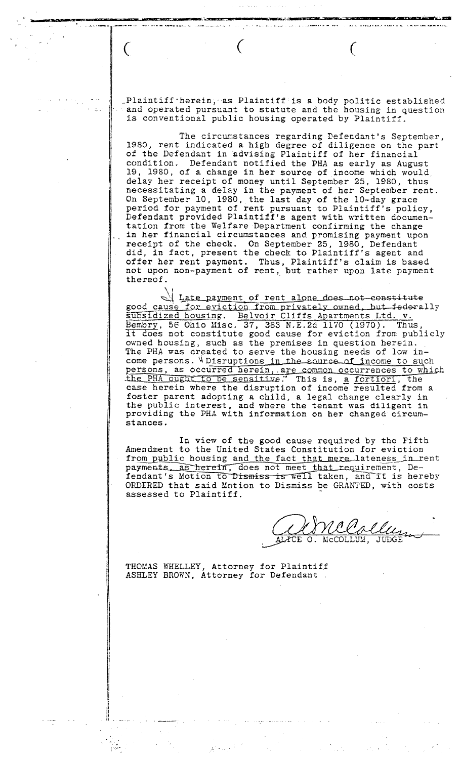Plaintiff herein, as Plaintiff is a body politic established and operated pursuant to statute and the housing in question is conventional public housing operated by Plaintiff.

The circumstances regarding Defendant's September, 1980, rent indicated a high degree of diligence on the part of the Defendant in advising Plaintiff of her financial condition. Defendant notified the PHA as early as August 19, 1980, of a change in her source of income which would delay her receipt of money until September 25, 1980, thus necessitating a delay in the payment of her September rent. On September 10, 1980, the last day of the 10-day grace period for payment of rent pursuant to Plaintiff's policy, Defendant provided Plaintiff's agent with written documentation from the Welfare Department confirming the change in her financial circumstances and promising payment upon receipt of the check. On September 25, 1980, Defendant did, in fact, present the check to Plaintiff's agent and offer her rent payment. Thus, Plaintiff's claim is based not upon non-payment of rent, but rather upon late payment thereof.

Late payment of rent alone does not constitute good cause for eviction from privately owned, but federally subsidized housing. Belvoir Cliffs Apartments Ltd. v. Bembry, 56 Ohio Misc. 37, 383 N.E.2d 1170 (1970). Thus, it does not constitute good cause for eviction from publicly owned housing, such as the premises in question herein. The PHA was created to serve the housing needs of low income persons. "Disruptions in the source of income to such persons, as occurred herein, are common occurrences to which the PHA ought to be sensitive." This is, a fortiori, the case herein where the disruption of income resulted from a foster parent adopting a child, a legal change clearly in the public interest, and where the tenant was diligent in providing the PHA with information on her changed circumstances.

In view of the good cause required by the Fifth Amendment to the United States Constitution for eviction from public housing and the fact that mere lateness in rent payments, as herein, does not meet that requirement, Defendant's Motion to Dismiss is well taken, and it is hereby ORDERED that said Motion to Dismiss be GRANTED, with costs assessed to Plaintiff.

ALICE O. McCOLLUM, JUDGE

THOMAS WHELLEY, Attorney for Plaintiff
ASHLEY BROWN, Attorney for Defendant